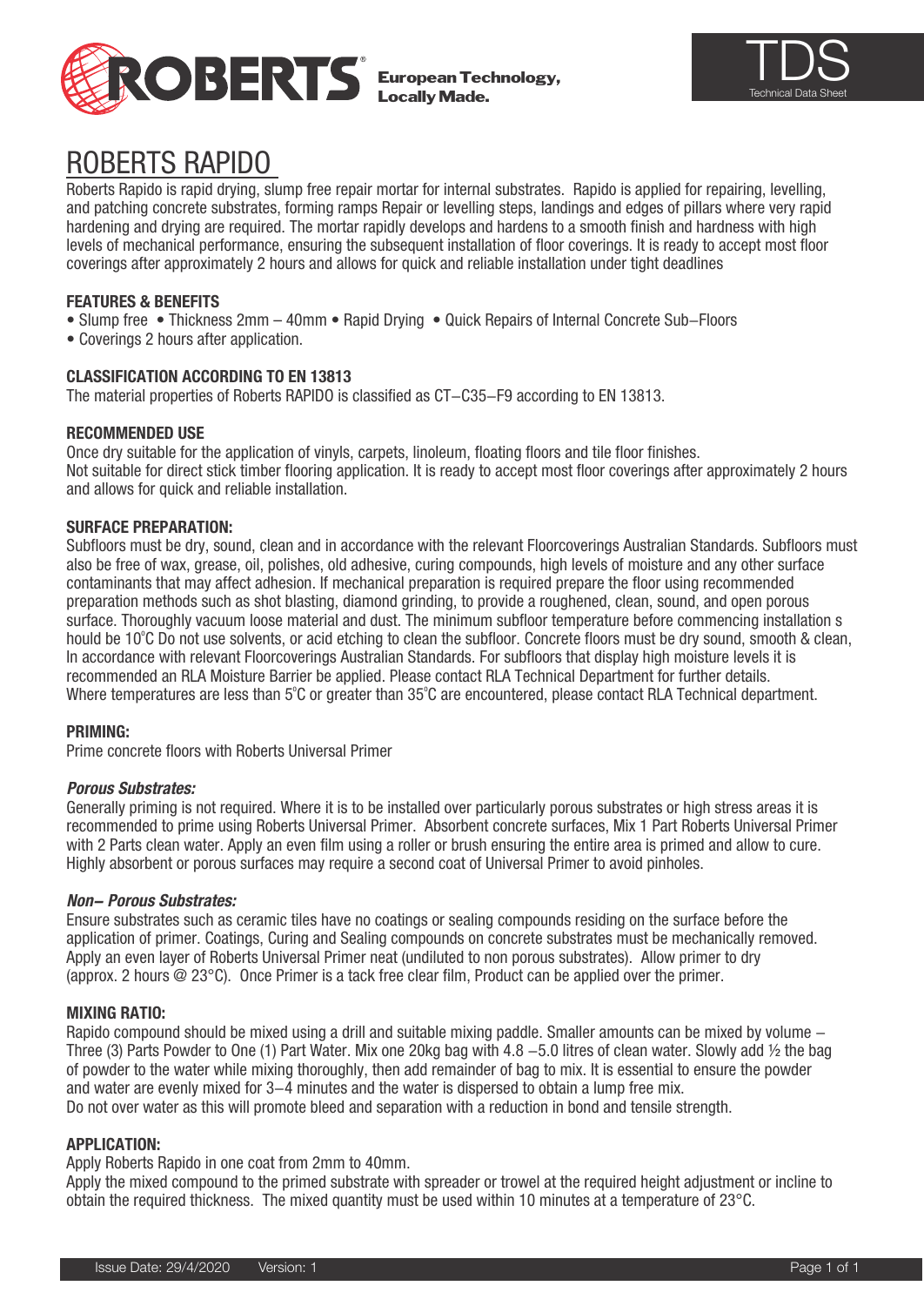# ROBERTS RAPIDO

Roberts Rapido is rapid drying, slump free repair mortar for internal substrates. Rapido is applied for repairing, levelling, and patching concrete substrates, forming ramps Repair or levelling steps, landings and edges of pillars where very rapid hardening and drying are required. The mortar rapidly develops and hardens to a smooth finish and hardness with high levels of mechanical performance, ensuring the subsequent installation of floor coverings. It is ready to accept most floor coverings after approximately 2 hours and allows for quick and reliable installation under tight deadlines

### FEATURES & BENEFITS

- Slump free • Thickness 2mm – 40mm • Rapid Drying • Quick Repairs of Internal Concrete Sub–Floors
- Coverings 2 hours after application.

### CLASSIFICATION ACCORDING TO EN 13813

The material properties of Roberts RAPIDO is classified as CT–C35–F9 according to EN 13813.

### RECOMMENDED USE

Once dry suitable for the application of vinyls, carpets, linoleum, floating floors and tile floor finishes.
Not suitable for direct stick timber flooring application. It is ready to accept most floor coverings after approximately 2 hours and allows for quick and reliable installation.

### SURFACE PREPARATION:

Subfloors must be dry, sound, clean and in accordance with the relevant Floorcoverings Australian Standards. Subfloors must also be free of wax, grease, oil, polishes, old adhesive, curing compounds, high levels of moisture and any other surface contaminants that may affect adhesion. If mechanical preparation is required prepare the floor using recommended preparation methods such as shot blasting, diamond grinding, to provide a roughened, clean, sound, and open porous surface. Thoroughly vacuum loose material and dust. The minimum subfloor temperature before commencing installation s hould be 10°C Do not use solvents, or acid etching to clean the subfloor. Concrete floors must be dry sound, smooth & clean, In accordance with relevant Floorcoverings Australian Standards. For subfloors that display high moisture levels it is recommended an RLA Moisture Barrier be applied. Please contact RLA Technical Department for further details.
Where temperatures are less than 5°C or greater than 35°C are encountered, please contact RLA Technical department.

### PRIMING:

Prime concrete floors with Roberts Universal Primer

#### *Porous Substrates:*

Generally priming is not required. Where it is to be installed over particularly porous substrates or high stress areas it is recommended to prime using Roberts Universal Primer. Absorbent concrete surfaces, Mix 1 Part Roberts Universal Primer with 2 Parts clean water. Apply an even film using a roller or brush ensuring the entire area is primed and allow to cure. Highly absorbent or porous surfaces may require a second coat of Universal Primer to avoid pinholes.

#### *Non– Porous Substrates:*

Ensure substrates such as ceramic tiles have no coatings or sealing compounds residing on the surface before the application of primer. Coatings, Curing and Sealing compounds on concrete substrates must be mechanically removed. Apply an even layer of Roberts Universal Primer neat (undiluted to non porous substrates). Allow primer to dry (approx. 2 hours @ 23°C). Once Primer is a tack free clear film, Product can be applied over the primer.

### MIXING RATIO:

Rapido compound should be mixed using a drill and suitable mixing paddle. Smaller amounts can be mixed by volume – Three (3) Parts Powder to One (1) Part Water. Mix one 20kg bag with 4.8 –5.0 litres of clean water. Slowly add ½ the bag of powder to the water while mixing thoroughly, then add remainder of bag to mix. It is essential to ensure the powder and water are evenly mixed for 3–4 minutes and the water is dispersed to obtain a lump free mix.
Do not over water as this will promote bleed and separation with a reduction in bond and tensile strength.

### APPLICATION:

Apply Roberts Rapido in one coat from 2mm to 40mm.
Apply the mixed compound to the primed substrate with spreader or trowel at the required height adjustment or incline to obtain the required thickness. The mixed quantity must be used within 10 minutes at a temperature of 23°C.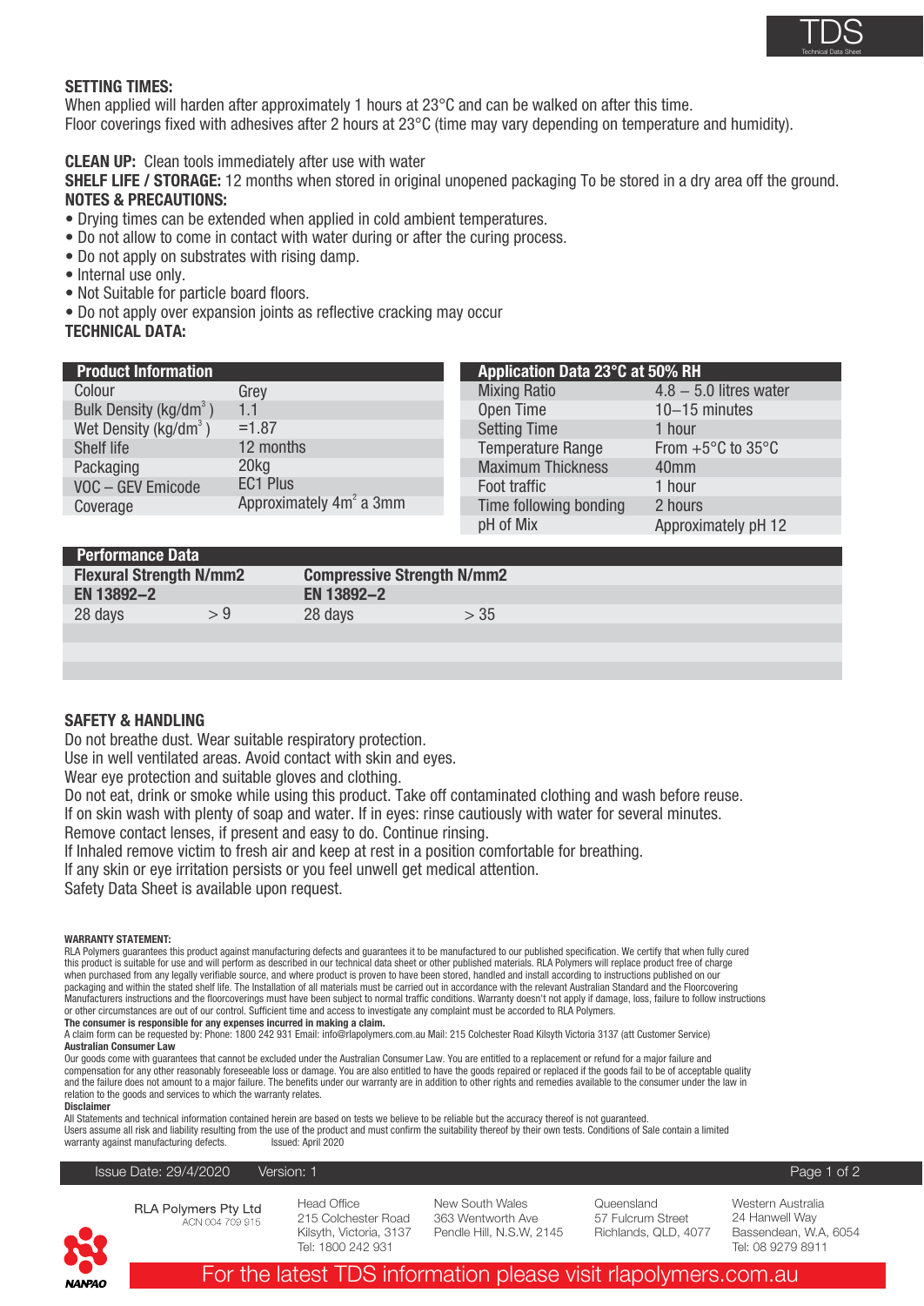## SETTING TIMES:

When applied will harden after approximately 1 hours at 23°C and can be walked on after this time.
Floor coverings fixed with adhesives after 2 hours at 23°C (time may vary depending on temperature and humidity).

**CLEAN UP:** Clean tools immediately after use with water

**SHELF LIFE / STORAGE:** 12 months when stored in original unopened packaging To be stored in a dry area off the ground.

## NOTES & PRECAUTIONS:

- Drying times can be extended when applied in cold ambient temperatures.
- Do not allow to come in contact with water during or after the curing process.
- Do not apply on substrates with rising damp.
- Internal use only.
- Not Suitable for particle board floors.
- Do not apply over expansion joints as reflective cracking may occur

## TECHNICAL DATA:

| Product Information | |
|---|---|
| Colour | Grey |
| Bulk Density (kg/dm$^3$) | 1.1 |
| Wet Density (kg/dm$^3$) | =1.87 |
| Shelf life | 12 months |
| Packaging | 20kg |
| VOC – GEV Emicode | EC1 Plus |
| Coverage | Approximately 4m$^2$ a 3mm |

| Application Data 23°C at 50% RH | |
|---|---|
| Mixing Ratio | 4.8 – 5.0 litres water |
| Open Time | 10–15 minutes |
| Setting Time | 1 hour |
| Temperature Range | From +5°C to 35°C |
| Maximum Thickness | 40mm |
| Foot traffic | 1 hour |
| Time following bonding | 2 hours |
| pH of Mix | Approximately pH 12 |

| Performance Data | | | |
|---|---|---|---|
| **Flexural Strength N/mm2** | | **Compressive Strength N/mm2** | |
| **EN 13892–2** | | **EN 13892–2** | |
| 28 days | > 9 | 28 days | > 35 |

## SAFETY & HANDLING

Do not breathe dust. Wear suitable respiratory protection.
Use in well ventilated areas. Avoid contact with skin and eyes.
Wear eye protection and suitable gloves and clothing.
Do not eat, drink or smoke while using this product. Take off contaminated clothing and wash before reuse.
If on skin wash with plenty of soap and water. If in eyes: rinse cautiously with water for several minutes.
Remove contact lenses, if present and easy to do. Continue rinsing.
If Inhaled remove victim to fresh air and keep at rest in a position comfortable for breathing.
If any skin or eye irritation persists or you feel unwell get medical attention.
Safety Data Sheet is available upon request.

**WARRANTY STATEMENT:**

RLA Polymers guarantees this product against manufacturing defects and guarantees it to be manufactured to our published specification. We certify that when fully cured this product is suitable for use and will perform as described in our technical data sheet or other published materials. RLA Polymers will replace product free of charge when purchased from any legally verifiable source, and where product is proven to have been stored, handled and install according to instructions published on our packaging and within the stated shelf life. The Installation of all materials must be carried out in accordance with the relevant Australian Standard and the Floorcovering Manufacturers instructions and the floorcoverings must have been subject to normal traffic conditions. Warranty doesn't not apply if damage, loss, failure to follow instructions or other circumstances are out of our control. Sufficient time and access to investigate any complaint must be accorded to RLA Polymers.

**The consumer is responsible for any expenses incurred in making a claim.**

A claim form can be requested by: Phone: 1800 242 931 Email: info@rlapolymers.com.au Mail: 215 Colchester Road Kilsyth Victoria 3137 (att Customer Service)

**Australian Consumer Law**

Our goods come with guarantees that cannot be excluded under the Australian Consumer Law. You are entitled to a replacement or refund for a major failure and compensation for any other reasonably foreseeable loss or damage. You are also entitled to have the goods repaired or replaced if the goods fail to be of acceptable quality and the failure does not amount to a major failure. The benefits under our warranty are in addition to other rights and remedies available to the consumer under the law in relation to the goods and services to which the warranty relates.

**Disclaimer**

All Statements and technical information contained herein are based on tests we believe to be reliable but the accuracy thereof is not guaranteed.
Users assume all risk and liability resulting from the use of the product and must confirm the suitability thereof by their own tests. Conditions of Sale contain a limited warranty against manufacturing defects. Issued: April 2020

Issue Date: 29/4/2020 Version: 1

RLA Polymers Pty Ltd
ACN 004 709 915

Head Office
215 Colchester Road
Kilsyth, Victoria, 3137
Tel: 1800 242 931

New South Wales
363 Wentworth Ave
Pendle Hill, N.S.W, 2145

Queensland
57 Fulcrum Street
Richlands, QLD, 4077

Western Australia
24 Hanwell Way
Bassendean, W.A, 6054
Tel: 08 9279 8911

For the latest TDS information please visit rlapolymers.com.au